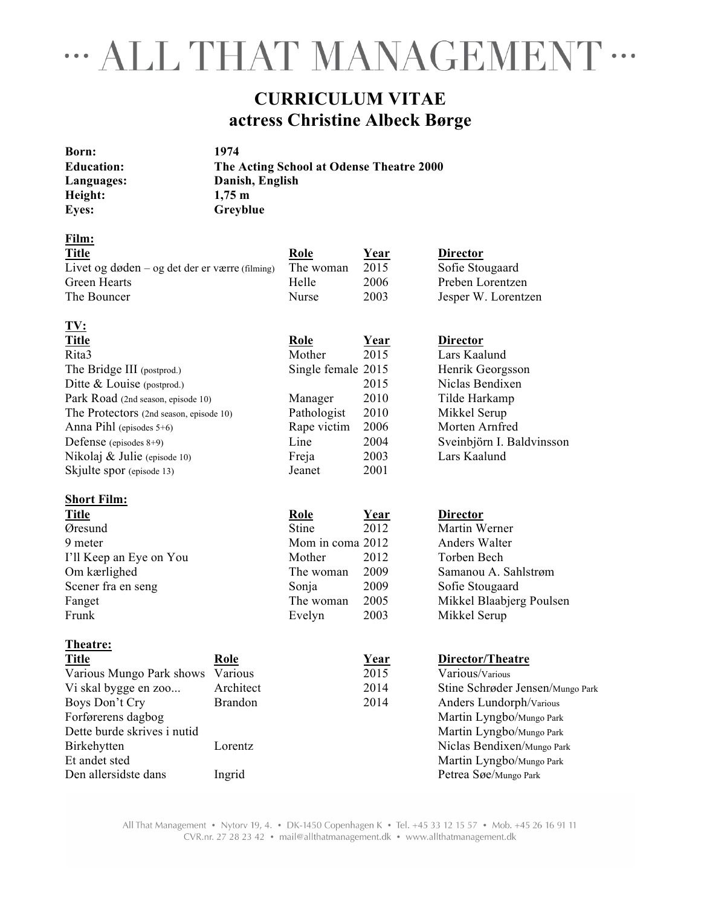# ··· ALL THAT MANAGEMENT ···

## CURRICULUM VITAE
## actress Christine Albeck Børge

| | |
|---|---|
| **Born:** | **1974** |
| **Education:** | **The Acting School at Odense Theatre 2000** |
| **Languages:** | **Danish, English** |
| **Height:** | **1,75 m** |
| **Eyes:** | **Greyblue** |

**Film:**

| Title | Role | Year | Director |
|---|---|---|---|
| Livet og døden – og det der er være (filming) | The woman | 2015 | Sofie Stougaard |
| Green Hearts | Helle | 2006 | Preben Lorentzen |
| The Bouncer | Nurse | 2003 | Jesper W. Lorentzen |

**TV:**

| Title | Role | Year | Director |
|---|---|---|---|
| Rita3 | Mother | 2015 | Lars Kaalund |
| The Bridge III (postprod.) | Single female | 2015 | Henrik Georgsson |
| Ditte & Louise (postprod.) | | 2015 | Niclas Bendixen |
| Park Road (2nd season, episode 10) | Manager | 2010 | Tilde Harkamp |
| The Protectors (2nd season, episode 10) | Pathologist | 2010 | Mikkel Serup |
| Anna Pihl (episodes 5+6) | Rape victim | 2006 | Morten Arnfred |
| Defense (episodes 8+9) | Line | 2004 | Sveinbjörn I. Baldvinsson |
| Nikolaj & Julie (episode 10) | Freja | 2003 | Lars Kaalund |
| Skjulte spor (episode 13) | Jeanet | 2001 | |

**Short Film:**

| Title | Role | Year | Director |
|---|---|---|---|
| Øresund | Stine | 2012 | Martin Werner |
| 9 meter | Mom in coma | 2012 | Anders Walter |
| I'll Keep an Eye on You | Mother | 2012 | Torben Bech |
| Om kærlighed | The woman | 2009 | Samanou A. Sahlstrøm |
| Scener fra en seng | Sonja | 2009 | Sofie Stougaard |
| Fanget | The woman | 2005 | Mikkel Blaabjerg Poulsen |
| Frunk | Evelyn | 2003 | Mikkel Serup |

**Theatre:**

| Title | Role | Year | Director/Theatre |
|---|---|---|---|
| Various Mungo Park shows | Various | 2015 | Various/Various |
| Vi skal bygge en zoo... | Architect | 2014 | Stine Schrøder Jensen/Mungo Park |
| Boys Don't Cry | Brandon | 2014 | Anders Lundorph/Various |
| Forførerens dagbog | | | Martin Lyngbo/Mungo Park |
| Dette burde skrives i nutid | | | Martin Lyngbo/Mungo Park |
| Birkehytten | Lorentz | | Niclas Bendixen/Mungo Park |
| Et andet sted | | | Martin Lyngbo/Mungo Park |
| Den allersidste dans | Ingrid | | Petrea Søe/Mungo Park |

All That Management • Nytorv 19, 4. • DK-1450 Copenhagen K • Tel. +45 33 12 15 57 • Mob. +45 26 16 91 11
CVR.nr. 27 28 23 42 • mail@allthatmanagement.dk • www.allthatmanagement.dk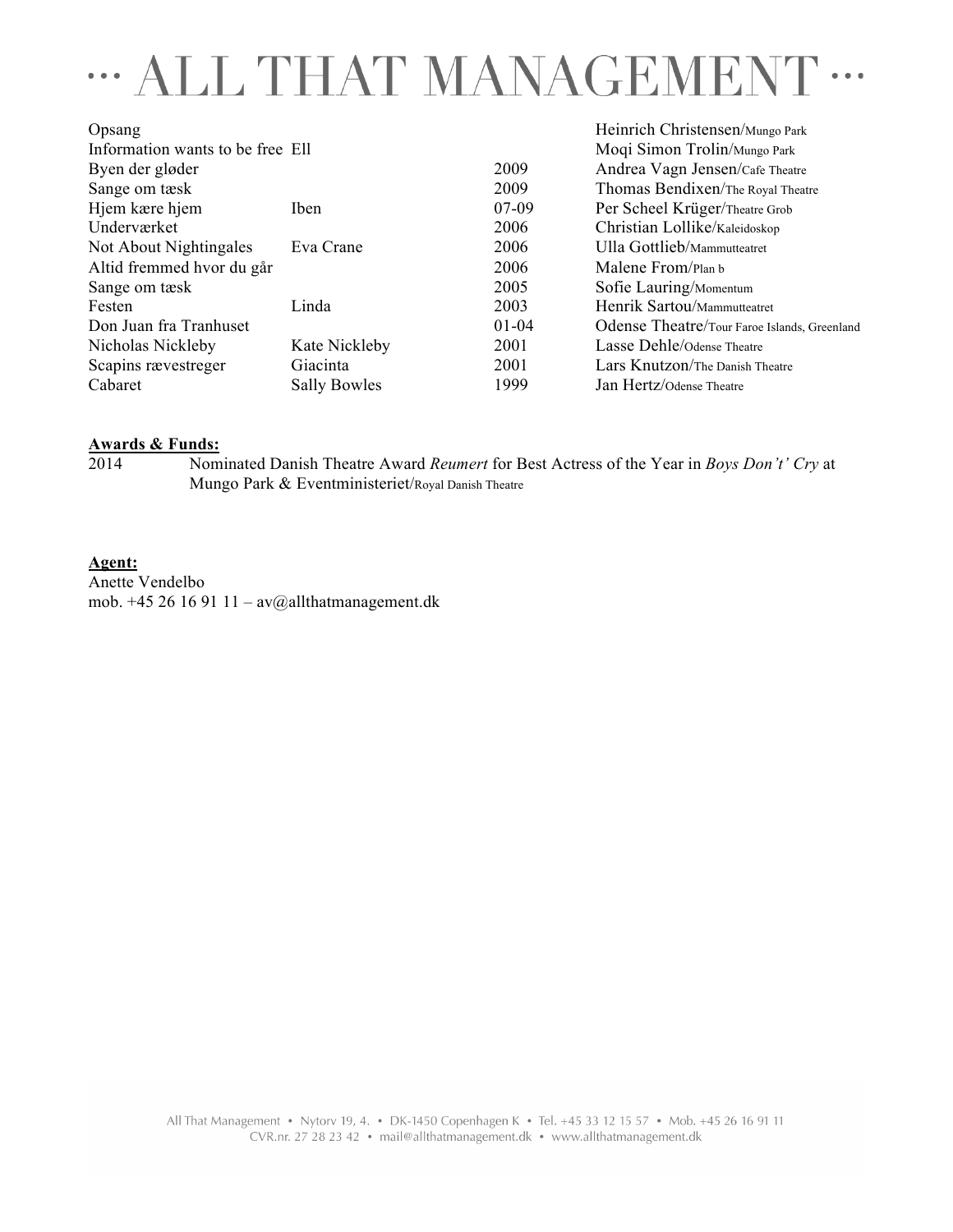# ··· ALL THAT MANAGEMENT ···

| | | | |
|---|---|---|---|
| Opsang | | | Heinrich Christensen/Mungo Park |
| Information wants to be free | Ell | | Moqi Simon Trolin/Mungo Park |
| Byen der gløder | | 2009 | Andrea Vagn Jensen/Cafe Theatre |
| Sange om tæsk | | 2009 | Thomas Bendixen/The Royal Theatre |
| Hjem kære hjem | Iben | 07-09 | Per Scheel Krüger/Theatre Grob |
| Underværket | | 2006 | Christian Lollike/Kaleidoskop |
| Not About Nightingales | Eva Crane | 2006 | Ulla Gottlieb/Mammutteatret |
| Altid fremmed hvor du går | | 2006 | Malene From/Plan b |
| Sange om tæsk | | 2005 | Sofie Lauring/Momentum |
| Festen | Linda | 2003 | Henrik Sartou/Mammutteatret |
| Don Juan fra Tranhuset | | 01-04 | Odense Theatre/Tour Faroe Islands, Greenland |
| Nicholas Nickleby | Kate Nickleby | 2001 | Lasse Dehle/Odense Theatre |
| Scapins rævestreger | Giacinta | 2001 | Lars Knutzon/The Danish Theatre |
| Cabaret | Sally Bowles | 1999 | Jan Hertz/Odense Theatre |

**Awards & Funds:**

2014 Nominated Danish Theatre Award *Reumert* for Best Actress of the Year in *Boys Don't' Cry* at Mungo Park & Eventministeriet/Royal Danish Theatre

**Agent:**

Anette Vendelbo
mob. +45 26 16 91 11 – av@allthatmanagement.dk